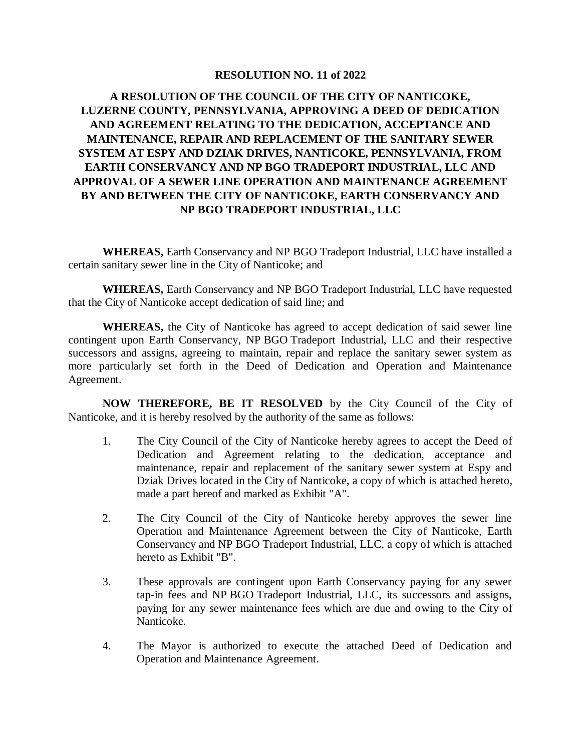# RESOLUTION NO. 11 of 2022

## A RESOLUTION OF THE COUNCIL OF THE CITY OF NANTICOKE, LUZERNE COUNTY, PENNSYLVANIA, APPROVING A DEED OF DEDICATION AND AGREEMENT RELATING TO THE DEDICATION, ACCEPTANCE AND MAINTENANCE, REPAIR AND REPLACEMENT OF THE SANITARY SEWER SYSTEM AT ESPY AND DZIAK DRIVES, NANTICOKE, PENNSYLVANIA, FROM EARTH CONSERVANCY AND NP BGO TRADEPORT INDUSTRIAL, LLC AND APPROVAL OF A SEWER LINE OPERATION AND MAINTENANCE AGREEMENT BY AND BETWEEN THE CITY OF NANTICOKE, EARTH CONSERVANCY AND NP BGO TRADEPORT INDUSTRIAL, LLC

**WHEREAS,** Earth Conservancy and NP BGO Tradeport Industrial, LLC have installed a certain sanitary sewer line in the City of Nanticoke; and

**WHEREAS,** Earth Conservancy and NP BGO Tradeport Industrial, LLC have requested that the City of Nanticoke accept dedication of said line; and

**WHEREAS,** the City of Nanticoke has agreed to accept dedication of said sewer line contingent upon Earth Conservancy, NP BGO Tradeport Industrial, LLC and their respective successors and assigns, agreeing to maintain, repair and replace the sanitary sewer system as more particularly set forth in the Deed of Dedication and Operation and Maintenance Agreement.

**NOW THEREFORE, BE IT RESOLVED** by the City Council of the City of Nanticoke, and it is hereby resolved by the authority of the same as follows:

1. The City Council of the City of Nanticoke hereby agrees to accept the Deed of Dedication and Agreement relating to the dedication, acceptance and maintenance, repair and replacement of the sanitary sewer system at Espy and Dziak Drives located in the City of Nanticoke, a copy of which is attached hereto, made a part hereof and marked as Exhibit "A".

2. The City Council of the City of Nanticoke hereby approves the sewer line Operation and Maintenance Agreement between the City of Nanticoke, Earth Conservancy and NP BGO Tradeport Industrial, LLC, a copy of which is attached hereto as Exhibit "B".

3. These approvals are contingent upon Earth Conservancy paying for any sewer tap-in fees and NP BGO Tradeport Industrial, LLC, its successors and assigns, paying for any sewer maintenance fees which are due and owing to the City of Nanticoke.

4. The Mayor is authorized to execute the attached Deed of Dedication and Operation and Maintenance Agreement.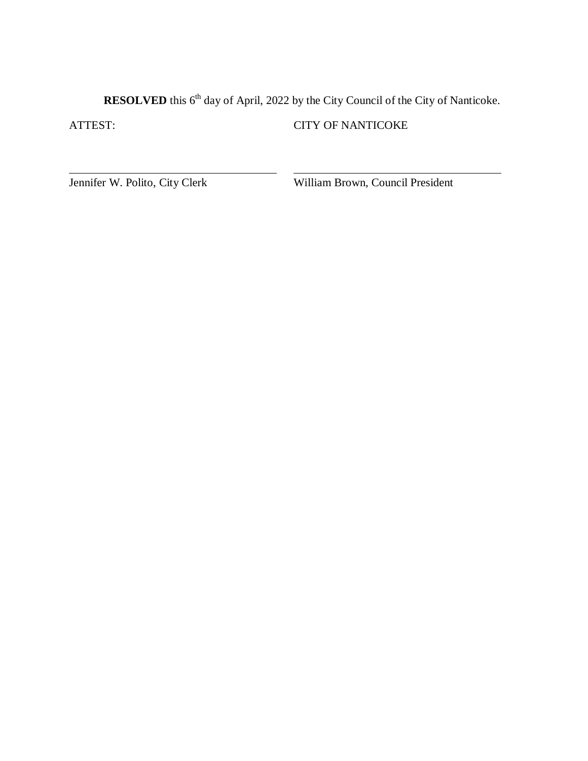**RESOLVED** this 6th day of April, 2022 by the City Council of the City of Nanticoke.

| | |
|---|---|
| ATTEST: | CITY OF NANTICOKE |
| | |
| _________________________________ | _________________________________ |
| Jennifer W. Polito, City Clerk | William Brown, Council President |